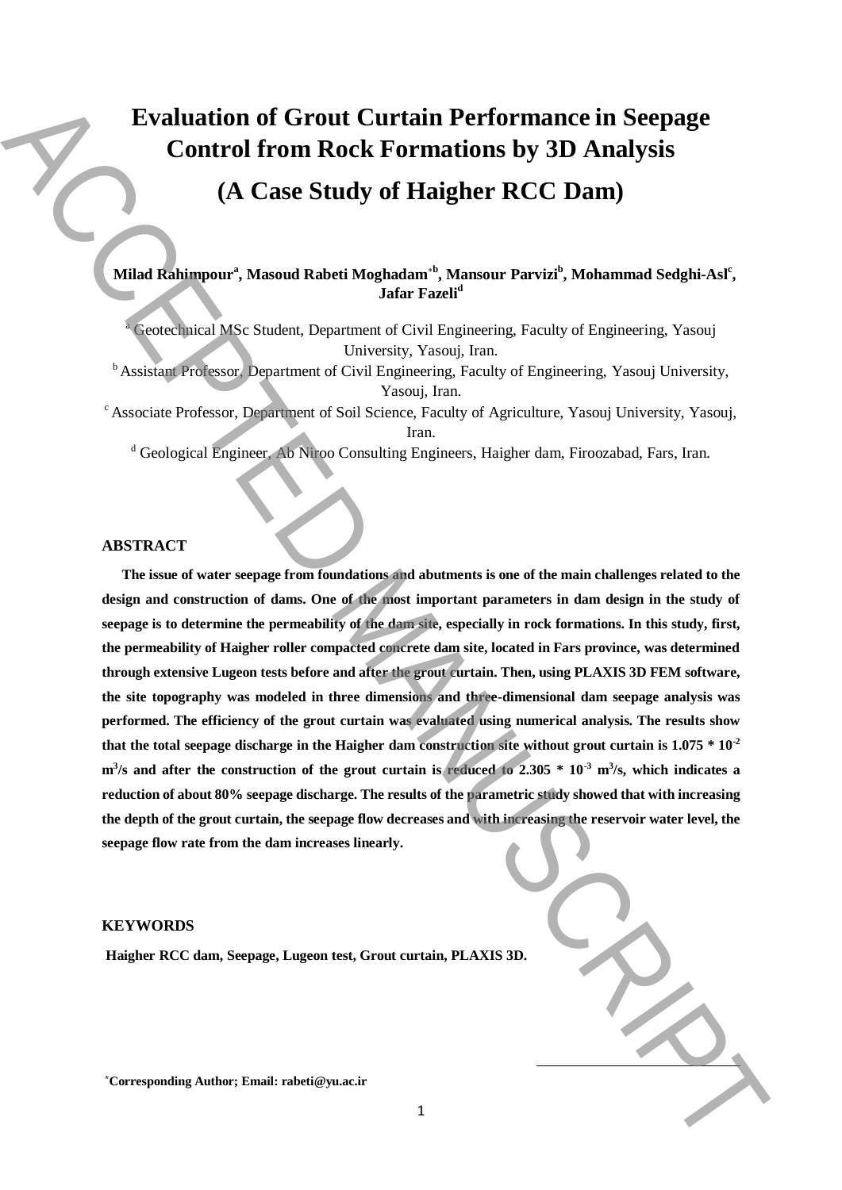# Evaluation of Grout Curtain Performance in Seepage Control from Rock Formations by 3D Analysis

# (A Case Study of Haigher RCC Dam)

**Milad Rahimpour[a], Masoud Rabeti Moghadam[*b], Mansour Parvizi[b], Mohammad Sedghi-Asl[c], Jafar Fazeli[d]**

[a] Geotechnical MSc Student, Department of Civil Engineering, Faculty of Engineering, Yasouj University, Yasouj, Iran.

[b] Assistant Professor, Department of Civil Engineering, Faculty of Engineering, Yasouj University, Yasouj, Iran.

[c] Associate Professor, Department of Soil Science, Faculty of Agriculture, Yasouj University, Yasouj, Iran.

[d] Geological Engineer, Ab Niroo Consulting Engineers, Haigher dam, Firoozabad, Fars, Iran.

## ABSTRACT

**The issue of water seepage from foundations and abutments is one of the main challenges related to the design and construction of dams. One of the most important parameters in dam design in the study of seepage is to determine the permeability of the dam site, especially in rock formations. In this study, first, the permeability of Haigher roller compacted concrete dam site, located in Fars province, was determined through extensive Lugeon tests before and after the grout curtain. Then, using PLAXIS 3D FEM software, the site topography was modeled in three dimensions and three-dimensional dam seepage analysis was performed. The efficiency of the grout curtain was evaluated using numerical analysis. The results show that the total seepage discharge in the Haigher dam construction site without grout curtain is $1.075 * 10^{-2}$ $m^3/s$ and after the construction of the grout curtain is reduced to $2.305 * 10^{-3}$ $m^3/s$, which indicates a reduction of about 80% seepage discharge. The results of the parametric study showed that with increasing the depth of the grout curtain, the seepage flow decreases and with increasing the reservoir water level, the seepage flow rate from the dam increases linearly.**

## KEYWORDS

**Haigher RCC dam, Seepage, Lugeon test, Grout curtain, PLAXIS 3D.**

*Corresponding Author; Email: rabeti@yu.ac.ir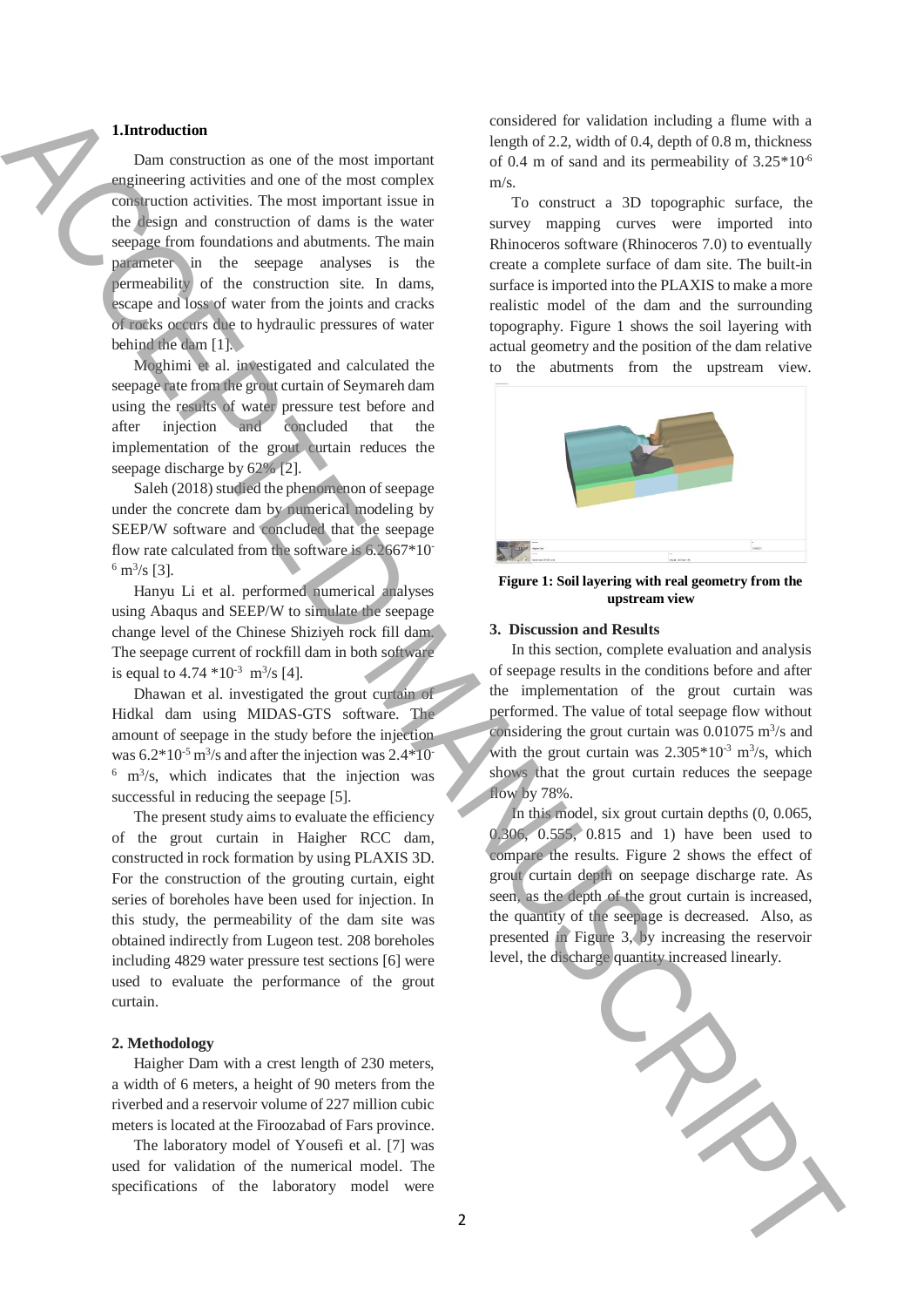## 1. Introduction

Dam construction as one of the most important engineering activities and one of the most complex construction activities. The most important issue in the design and construction of dams is the water seepage from foundations and abutments. The main parameter in the seepage analyses is the permeability of the construction site. In dams, escape and loss of water from the joints and cracks of rocks occurs due to hydraulic pressures of water behind the dam [1].

Moghimi et al. investigated and calculated the seepage rate from the grout curtain of Seymareh dam using the results of water pressure test before and after injection and concluded that the implementation of the grout curtain reduces the seepage discharge by 62% [2].

Saleh (2018) studied the phenomenon of seepage under the concrete dam by numerical modeling by SEEP/W software and concluded that the seepage flow rate calculated from the software is $6.2667*10^{-6}$ $m^3/s$ [3].

Hanyu Li et al. performed numerical analyses using Abaqus and SEEP/W to simulate the seepage change level of the Chinese Shiziyeh rock fill dam. The seepage current of rockfill dam in both software is equal to $4.74 *10^{-3}$ $m^3/s$ [4].

Dhawan et al. investigated the grout curtain of Hidkal dam using MIDAS-GTS software. The amount of seepage in the study before the injection was $6.2*10^{-5}$ $m^3/s$ and after the injection was $2.4*10^{-6}$ $m^3/s$, which indicates that the injection was successful in reducing the seepage [5].

The present study aims to evaluate the efficiency of the grout curtain in Haigher RCC dam, constructed in rock formation by using PLAXIS 3D. For the construction of the grouting curtain, eight series of boreholes have been used for injection. In this study, the permeability of the dam site was obtained indirectly from Lugeon test. 208 boreholes including 4829 water pressure test sections [6] were used to evaluate the performance of the grout curtain.

## 2. Methodology

Haigher Dam with a crest length of 230 meters, a width of 6 meters, a height of 90 meters from the riverbed and a reservoir volume of 227 million cubic meters is located at the Firoozabad of Fars province.

The laboratory model of Yousefi et al. [7] was used for validation of the numerical model. The specifications of the laboratory model were considered for validation including a flume with a length of 2.2, width of 0.4, depth of 0.8 m, thickness of 0.4 m of sand and its permeability of $3.25*10^{-6}$ m/s.

To construct a 3D topographic surface, the survey mapping curves were imported into Rhinoceros software (Rhinoceros 7.0) to eventually create a complete surface of dam site. The built-in surface is imported into the PLAXIS to make a more realistic model of the dam and the surrounding topography. Figure 1 shows the soil layering with actual geometry and the position of the dam relative to the abutments from the upstream view.

**Figure 1: Soil layering with real geometry from the upstream view**

## 3. Discussion and Results

In this section, complete evaluation and analysis of seepage results in the conditions before and after the implementation of the grout curtain was performed. The value of total seepage flow without considering the grout curtain was 0.01075 $m^3/s$ and with the grout curtain was $2.305*10^{-3}$ $m^3/s$, which shows that the grout curtain reduces the seepage flow by 78%.

In this model, six grout curtain depths (0, 0.065, 0.306, 0.555, 0.815 and 1) have been used to compare the results. Figure 2 shows the effect of grout curtain depth on seepage discharge rate. As seen, as the depth of the grout curtain is increased, the quantity of the seepage is decreased. Also, as presented in Figure 3, by increasing the reservoir level, the discharge quantity increased linearly.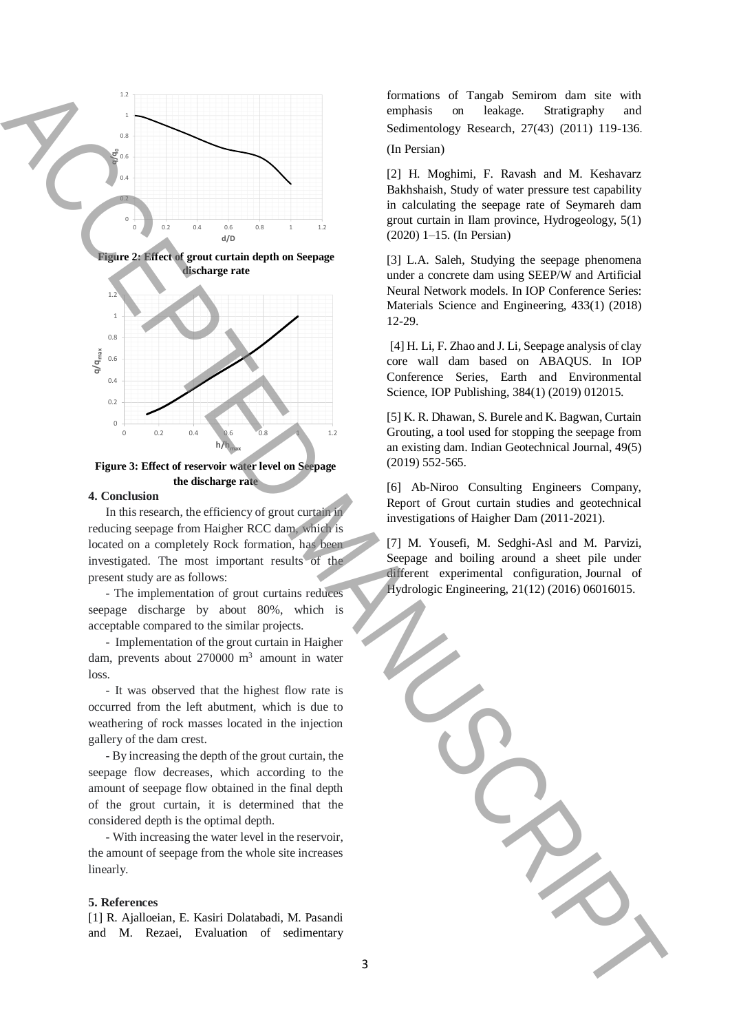1.2
1
0.8
$q/q_0$ 0.6
0.4
0.2
0
0 0.2 0.4 0.6 0.8 1 1.2
d/D

**Figure 2: Effect of grout curtain depth on Seepage discharge rate**

1.2
1
0.8
$q/q_{max}$ 0.6
0.4
0.2
0
0 0.2 0.4 0.6 0.8 1 1.2
$h/h_{max}$

**Figure 3: Effect of reservoir water level on Seepage the discharge rate**

## 4. Conclusion

In this research, the efficiency of grout curtain in reducing seepage from Haigher RCC dam, which is located on a completely Rock formation, has been investigated. The most important results of the present study are as follows:

- The implementation of grout curtains reduces seepage discharge by about 80%, which is acceptable compared to the similar projects.
- Implementation of the grout curtain in Haigher dam, prevents about 270000 $m^3$ amount in water loss.
- It was observed that the highest flow rate is occurred from the left abutment, which is due to weathering of rock masses located in the injection gallery of the dam crest.
- By increasing the depth of the grout curtain, the seepage flow decreases, which according to the amount of seepage flow obtained in the final depth of the grout curtain, it is determined that the considered depth is the optimal depth.
- With increasing the water level in the reservoir, the amount of seepage from the whole site increases linearly.

## 5. References

[1] R. Ajalloeian, E. Kasiri Dolatabadi, M. Pasandi and M. Rezaei, Evaluation of sedimentary formations of Tangab Semirom dam site with emphasis on leakage. Stratigraphy and Sedimentology Research, 27(43) (2011) 119-136. (In Persian)

[2] H. Moghimi, F. Ravash and M. Keshavarz Bakhshaish, Study of water pressure test capability in calculating the seepage rate of Seymareh dam grout curtain in Ilam province, Hydrogeology, 5(1) (2020) 1–15. (In Persian)

[3] L.A. Saleh, Studying the seepage phenomena under a concrete dam using SEEP/W and Artificial Neural Network models. In IOP Conference Series: Materials Science and Engineering, 433(1) (2018) 12-29.

[4] H. Li, F. Zhao and J. Li, Seepage analysis of clay core wall dam based on ABAQUS. In IOP Conference Series, Earth and Environmental Science, IOP Publishing, 384(1) (2019) 012015.

[5] K. R. Dhawan, S. Burele and K. Bagwan, Curtain Grouting, a tool used for stopping the seepage from an existing dam. Indian Geotechnical Journal, 49(5) (2019) 552-565.

[6] Ab-Niroo Consulting Engineers Company, Report of Grout curtain studies and geotechnical investigations of Haigher Dam (2011-2021).

[7] M. Yousefi, M. Sedghi-Asl and M. Parvizi, Seepage and boiling around a sheet pile under different experimental configuration, Journal of Hydrologic Engineering, 21(12) (2016) 06016015.